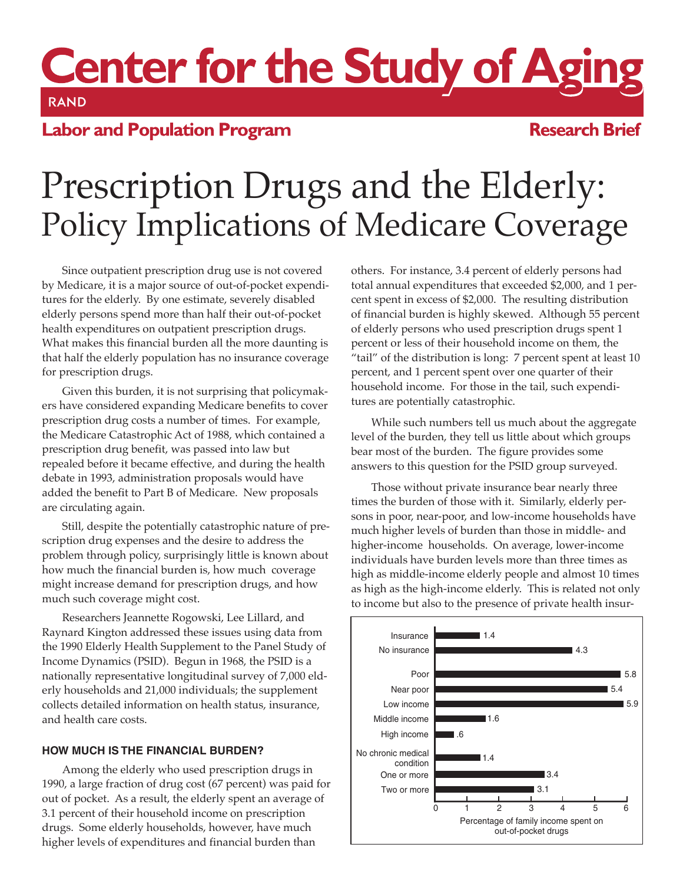# Center for the Study of Aging

RAND

**Labor and Population Program** **Research Brief**

# Prescription Drugs and the Elderly: Policy Implications of Medicare Coverage

Since outpatient prescription drug use is not covered by Medicare, it is a major source of out-of-pocket expenditures for the elderly. By one estimate, severely disabled elderly persons spend more than half their out-of-pocket health expenditures on outpatient prescription drugs. What makes this financial burden all the more daunting is that half the elderly population has no insurance coverage for prescription drugs.

Given this burden, it is not surprising that policymakers have considered expanding Medicare benefits to cover prescription drug costs a number of times. For example, the Medicare Catastrophic Act of 1988, which contained a prescription drug benefit, was passed into law but repealed before it became effective, and during the health debate in 1993, administration proposals would have added the benefit to Part B of Medicare. New proposals are circulating again.

Still, despite the potentially catastrophic nature of prescription drug expenses and the desire to address the problem through policy, surprisingly little is known about how much the financial burden is, how much coverage might increase demand for prescription drugs, and how much such coverage might cost.

Researchers Jeannette Rogowski, Lee Lillard, and Raynard Kington addressed these issues using data from the 1990 Elderly Health Supplement to the Panel Study of Income Dynamics (PSID). Begun in 1968, the PSID is a nationally representative longitudinal survey of 7,000 elderly households and 21,000 individuals; the supplement collects detailed information on health status, insurance, and health care costs.

### HOW MUCH IS THE FINANCIAL BURDEN?

Among the elderly who used prescription drugs in 1990, a large fraction of drug cost (67 percent) was paid for out of pocket. As a result, the elderly spent an average of 3.1 percent of their household income on prescription drugs. Some elderly households, however, have much higher levels of expenditures and financial burden than others. For instance, 3.4 percent of elderly persons had total annual expenditures that exceeded $2,000, and 1 percent spent in excess of $2,000. The resulting distribution of financial burden is highly skewed. Although 55 percent of elderly persons who used prescription drugs spent 1 percent or less of their household income on them, the "tail" of the distribution is long: 7 percent spent at least 10 percent, and 1 percent spent over one quarter of their household income. For those in the tail, such expenditures are potentially catastrophic.

While such numbers tell us much about the aggregate level of the burden, they tell us little about which groups bear most of the burden. The figure provides some answers to this question for the PSID group surveyed.

Those without private insurance bear nearly three times the burden of those with it. Similarly, elderly persons in poor, near-poor, and low-income households have much higher levels of burden than those in middle- and higher-income households. On average, lower-income individuals have burden levels more than three times as high as middle-income elderly people and almost 10 times as high as the high-income elderly. This is related not only to income but also to the presence of private health insur-

| Group | Percentage of family income spent on out-of-pocket drugs |
|---|---|
| Insurance | 1.4 |
| No insurance | 4.3 |
| Poor | 5.8 |
| Near poor | 5.4 |
| Low income | 5.9 |
| Middle income | 1.6 |
| High income | .6 |
| No chronic medical condition | 1.4 |
| One or more | 3.4 |
| Two or more | 3.1 |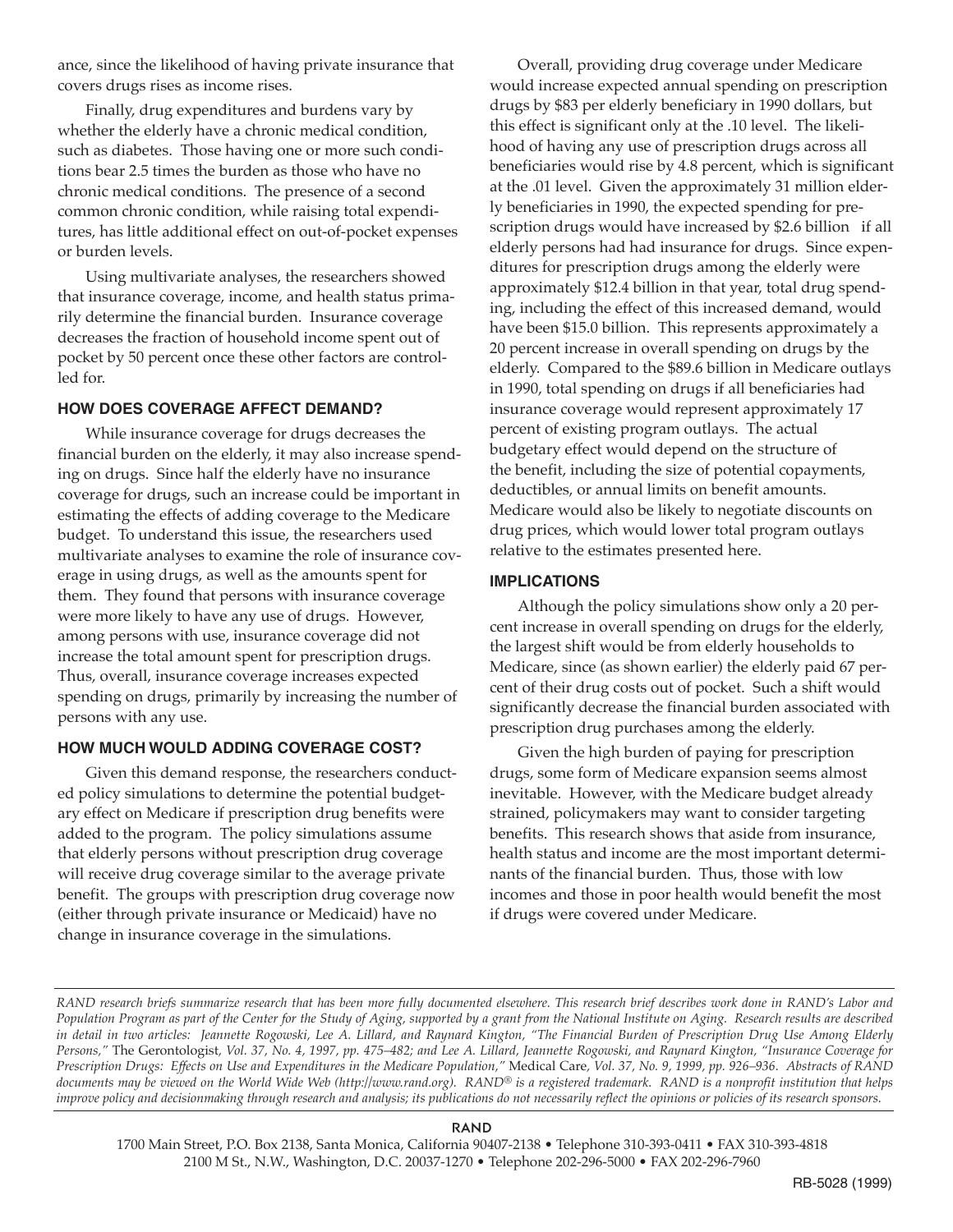ance, since the likelihood of having private insurance that covers drugs rises as income rises.

Finally, drug expenditures and burdens vary by whether the elderly have a chronic medical condition, such as diabetes. Those having one or more such conditions bear 2.5 times the burden as those who have no chronic medical conditions. The presence of a second common chronic condition, while raising total expenditures, has little additional effect on out-of-pocket expenses or burden levels.

Using multivariate analyses, the researchers showed that insurance coverage, income, and health status primarily determine the financial burden. Insurance coverage decreases the fraction of household income spent out of pocket by 50 percent once these other factors are controlled for.

### HOW DOES COVERAGE AFFECT DEMAND?

While insurance coverage for drugs decreases the financial burden on the elderly, it may also increase spending on drugs. Since half the elderly have no insurance coverage for drugs, such an increase could be important in estimating the effects of adding coverage to the Medicare budget. To understand this issue, the researchers used multivariate analyses to examine the role of insurance coverage in using drugs, as well as the amounts spent for them. They found that persons with insurance coverage were more likely to have any use of drugs. However, among persons with use, insurance coverage did not increase the total amount spent for prescription drugs. Thus, overall, insurance coverage increases expected spending on drugs, primarily by increasing the number of persons with any use.

### HOW MUCH WOULD ADDING COVERAGE COST?

Given this demand response, the researchers conducted policy simulations to determine the potential budgetary effect on Medicare if prescription drug benefits were added to the program. The policy simulations assume that elderly persons without prescription drug coverage will receive drug coverage similar to the average private benefit. The groups with prescription drug coverage now (either through private insurance or Medicaid) have no change in insurance coverage in the simulations.

Overall, providing drug coverage under Medicare would increase expected annual spending on prescription drugs by $83 per elderly beneficiary in 1990 dollars, but this effect is significant only at the .10 level. The likelihood of having any use of prescription drugs across all beneficiaries would rise by 4.8 percent, which is significant at the .01 level. Given the approximately 31 million elderly beneficiaries in 1990, the expected spending for prescription drugs would have increased by $2.6 billion if all elderly persons had had insurance for drugs. Since expenditures for prescription drugs among the elderly were approximately $12.4 billion in that year, total drug spending, including the effect of this increased demand, would have been $15.0 billion. This represents approximately a 20 percent increase in overall spending on drugs by the elderly. Compared to the $89.6 billion in Medicare outlays in 1990, total spending on drugs if all beneficiaries had insurance coverage would represent approximately 17 percent of existing program outlays. The actual budgetary effect would depend on the structure of the benefit, including the size of potential copayments, deductibles, or annual limits on benefit amounts. Medicare would also be likely to negotiate discounts on drug prices, which would lower total program outlays relative to the estimates presented here.

### IMPLICATIONS

Although the policy simulations show only a 20 percent increase in overall spending on drugs for the elderly, the largest shift would be from elderly households to Medicare, since (as shown earlier) the elderly paid 67 percent of their drug costs out of pocket. Such a shift would significantly decrease the financial burden associated with prescription drug purchases among the elderly.

Given the high burden of paying for prescription drugs, some form of Medicare expansion seems almost inevitable. However, with the Medicare budget already strained, policymakers may want to consider targeting benefits. This research shows that aside from insurance, health status and income are the most important determinants of the financial burden. Thus, those with low incomes and those in poor health would benefit the most if drugs were covered under Medicare.

---

*RAND research briefs summarize research that has been more fully documented elsewhere. This research brief describes work done in RAND's Labor and Population Program as part of the Center for the Study of Aging, supported by a grant from the National Institute on Aging. Research results are described in detail in two articles: Jeannette Rogowski, Lee A. Lillard, and Raynard Kington, "The Financial Burden of Prescription Drug Use Among Elderly Persons,"* The Gerontologist, *Vol. 37, No. 4, 1997, pp. 475–482; and Lee A. Lillard, Jeannette Rogowski, and Raynard Kington, "Insurance Coverage for Prescription Drugs: Effects on Use and Expenditures in the Medicare Population,"* Medical Care, *Vol. 37, No. 9, 1999, pp. 926–936. Abstracts of RAND documents may be viewed on the World Wide Web (http://www.rand.org). RAND® is a registered trademark. RAND is a nonprofit institution that helps improve policy and decisionmaking through research and analysis; its publications do not necessarily reflect the opinions or policies of its research sponsors.*

**RAND**

1700 Main Street, P.O. Box 2138, Santa Monica, California 90407-2138 • Telephone 310-393-0411 • FAX 310-393-4818
2100 M St., N.W., Washington, D.C. 20037-1270 • Telephone 202-296-5000 • FAX 202-296-7960

RB-5028 (1999)